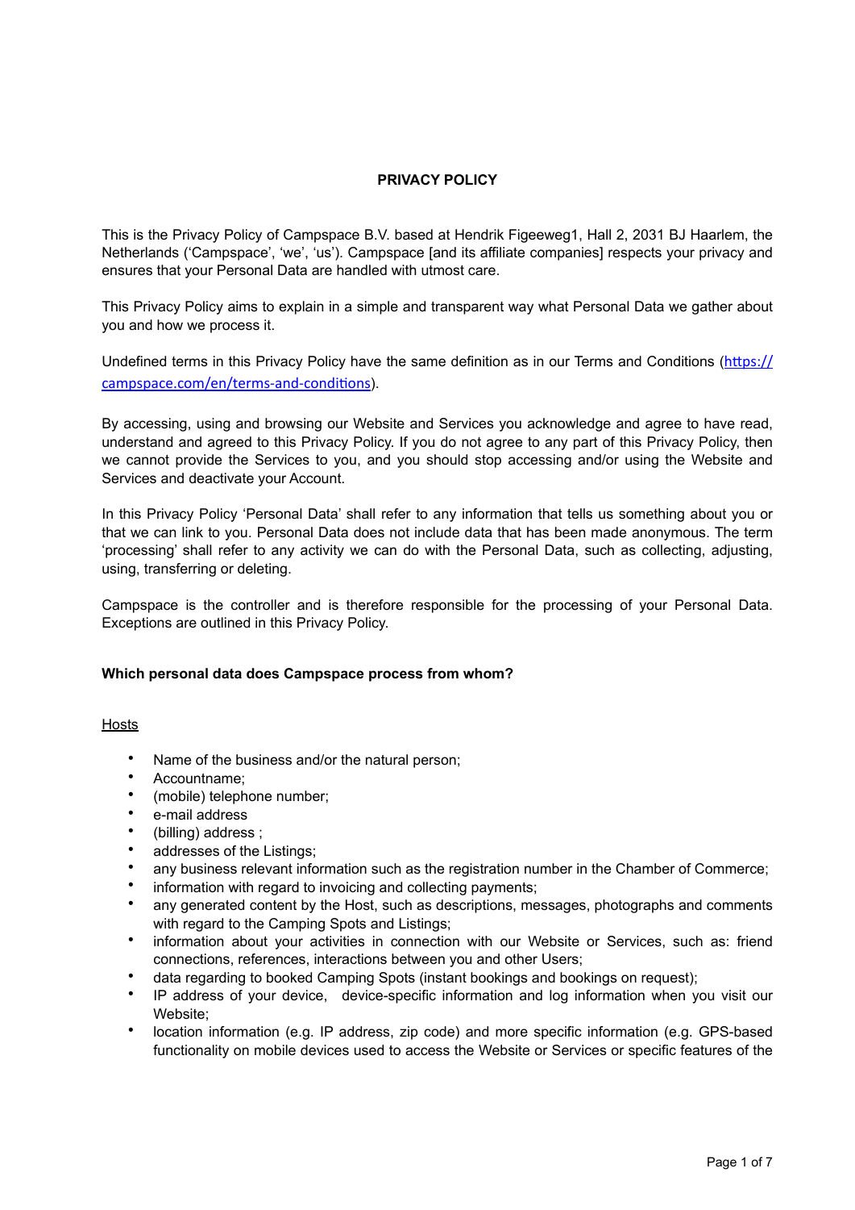# PRIVACY POLICY

This is the Privacy Policy of Campspace B.V. based at Hendrik Figeeweg1, Hall 2, 2031 BJ Haarlem, the Netherlands ('Campspace', 'we', 'us'). Campspace [and its affiliate companies] respects your privacy and ensures that your Personal Data are handled with utmost care.

This Privacy Policy aims to explain in a simple and transparent way what Personal Data we gather about you and how we process it.

Undefined terms in this Privacy Policy have the same definition as in our Terms and Conditions (https://campspace.com/en/terms-and-conditions).

By accessing, using and browsing our Website and Services you acknowledge and agree to have read, understand and agreed to this Privacy Policy. If you do not agree to any part of this Privacy Policy, then we cannot provide the Services to you, and you should stop accessing and/or using the Website and Services and deactivate your Account.

In this Privacy Policy 'Personal Data' shall refer to any information that tells us something about you or that we can link to you. Personal Data does not include data that has been made anonymous. The term 'processing' shall refer to any activity we can do with the Personal Data, such as collecting, adjusting, using, transferring or deleting.

Campspace is the controller and is therefore responsible for the processing of your Personal Data. Exceptions are outlined in this Privacy Policy.

## Which personal data does Campspace process from whom?

Hosts

- Name of the business and/or the natural person;
- Accountname;
- (mobile) telephone number;
- e-mail address
- (billing) address ;
- addresses of the Listings;
- any business relevant information such as the registration number in the Chamber of Commerce;
- information with regard to invoicing and collecting payments;
- any generated content by the Host, such as descriptions, messages, photographs and comments with regard to the Camping Spots and Listings;
- information about your activities in connection with our Website or Services, such as: friend connections, references, interactions between you and other Users;
- data regarding to booked Camping Spots (instant bookings and bookings on request);
- IP address of your device, device-specific information and log information when you visit our Website;
- location information (e.g. IP address, zip code) and more specific information (e.g. GPS-based functionality on mobile devices used to access the Website or Services or specific features of the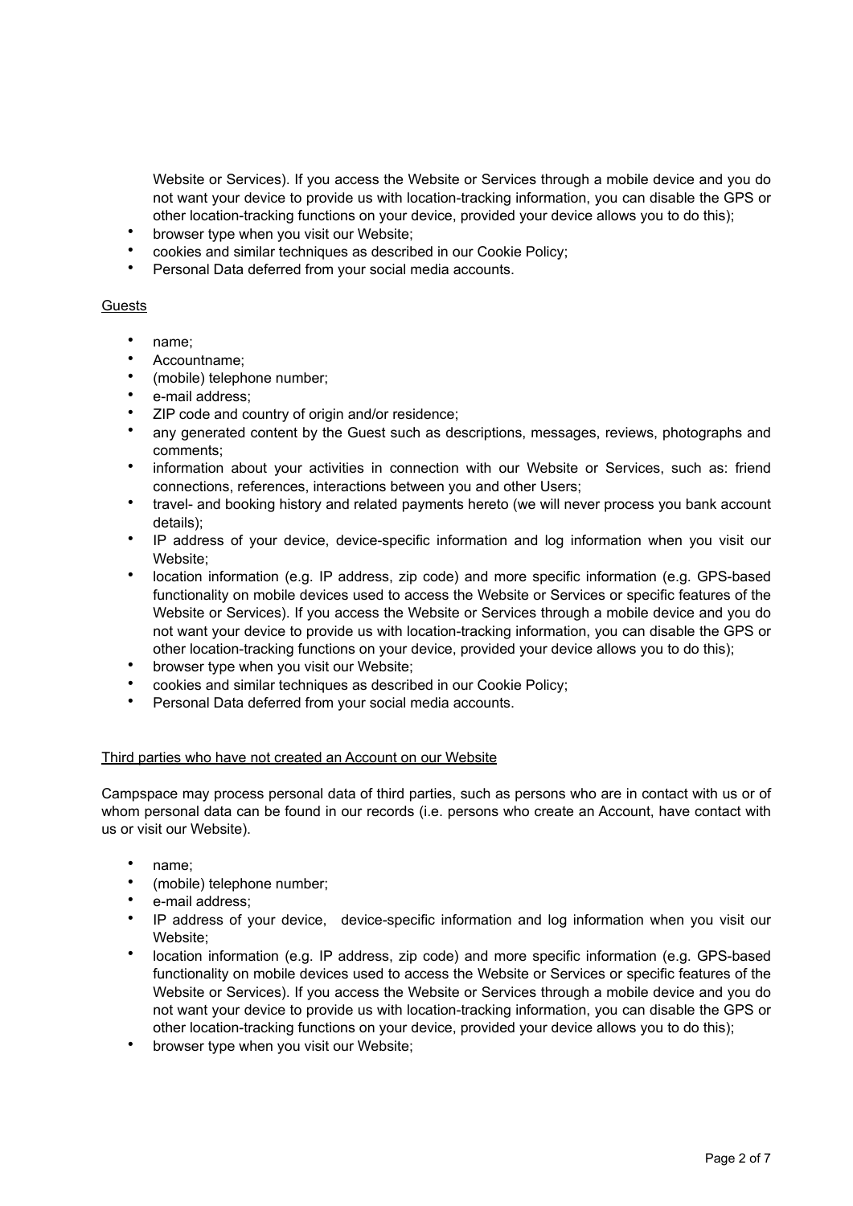Website or Services). If you access the Website or Services through a mobile device and you do not want your device to provide us with location-tracking information, you can disable the GPS or other location-tracking functions on your device, provided your device allows you to do this);

- browser type when you visit our Website;
- cookies and similar techniques as described in our Cookie Policy;
- Personal Data deferred from your social media accounts.

Guests

- name;
- Accountname;
- (mobile) telephone number;
- e-mail address;
- ZIP code and country of origin and/or residence;
- any generated content by the Guest such as descriptions, messages, reviews, photographs and comments;
- information about your activities in connection with our Website or Services, such as: friend connections, references, interactions between you and other Users;
- travel- and booking history and related payments hereto (we will never process you bank account details);
- IP address of your device, device-specific information and log information when you visit our Website;
- location information (e.g. IP address, zip code) and more specific information (e.g. GPS-based functionality on mobile devices used to access the Website or Services or specific features of the Website or Services). If you access the Website or Services through a mobile device and you do not want your device to provide us with location-tracking information, you can disable the GPS or other location-tracking functions on your device, provided your device allows you to do this);
- browser type when you visit our Website;
- cookies and similar techniques as described in our Cookie Policy;
- Personal Data deferred from your social media accounts.

Third parties who have not created an Account on our Website

Campspace may process personal data of third parties, such as persons who are in contact with us or of whom personal data can be found in our records (i.e. persons who create an Account, have contact with us or visit our Website).

- name;
- (mobile) telephone number;
- e-mail address;
- IP address of your device, device-specific information and log information when you visit our Website;
- location information (e.g. IP address, zip code) and more specific information (e.g. GPS-based functionality on mobile devices used to access the Website or Services or specific features of the Website or Services). If you access the Website or Services through a mobile device and you do not want your device to provide us with location-tracking information, you can disable the GPS or other location-tracking functions on your device, provided your device allows you to do this);
- browser type when you visit our Website;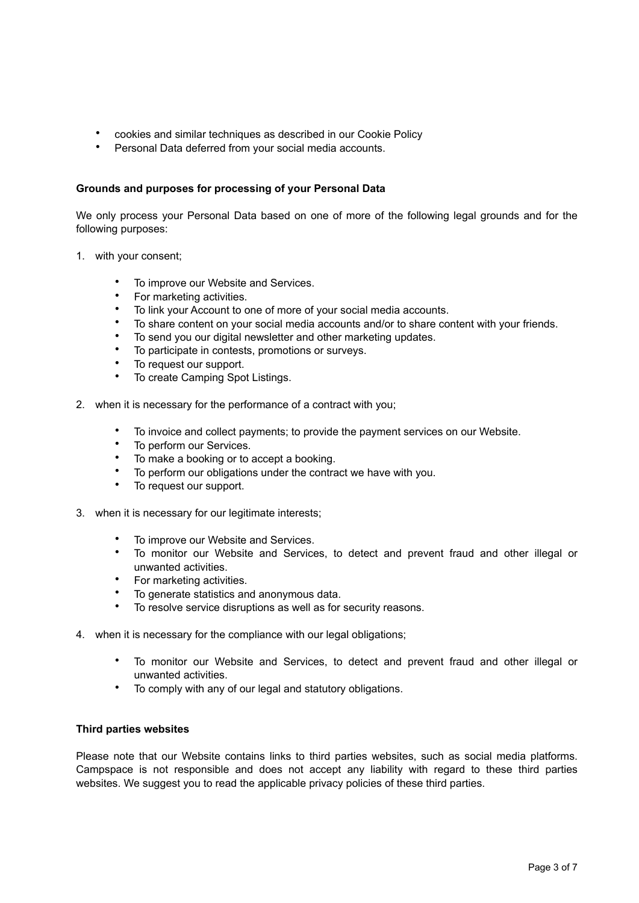- cookies and similar techniques as described in our Cookie Policy
- Personal Data deferred from your social media accounts.

**Grounds and purposes for processing of your Personal Data**

We only process your Personal Data based on one of more of the following legal grounds and for the following purposes:

1. with your consent;
    - To improve our Website and Services.
    - For marketing activities.
    - To link your Account to one of more of your social media accounts.
    - To share content on your social media accounts and/or to share content with your friends.
    - To send you our digital newsletter and other marketing updates.
    - To participate in contests, promotions or surveys.
    - To request our support.
    - To create Camping Spot Listings.
2. when it is necessary for the performance of a contract with you;
    - To invoice and collect payments; to provide the payment services on our Website.
    - To perform our Services.
    - To make a booking or to accept a booking.
    - To perform our obligations under the contract we have with you.
    - To request our support.
3. when it is necessary for our legitimate interests;
    - To improve our Website and Services.
    - To monitor our Website and Services, to detect and prevent fraud and other illegal or unwanted activities.
    - For marketing activities.
    - To generate statistics and anonymous data.
    - To resolve service disruptions as well as for security reasons.
4. when it is necessary for the compliance with our legal obligations;
    - To monitor our Website and Services, to detect and prevent fraud and other illegal or unwanted activities.
    - To comply with any of our legal and statutory obligations.

**Third parties websites**

Please note that our Website contains links to third parties websites, such as social media platforms. Campspace is not responsible and does not accept any liability with regard to these third parties websites. We suggest you to read the applicable privacy policies of these third parties.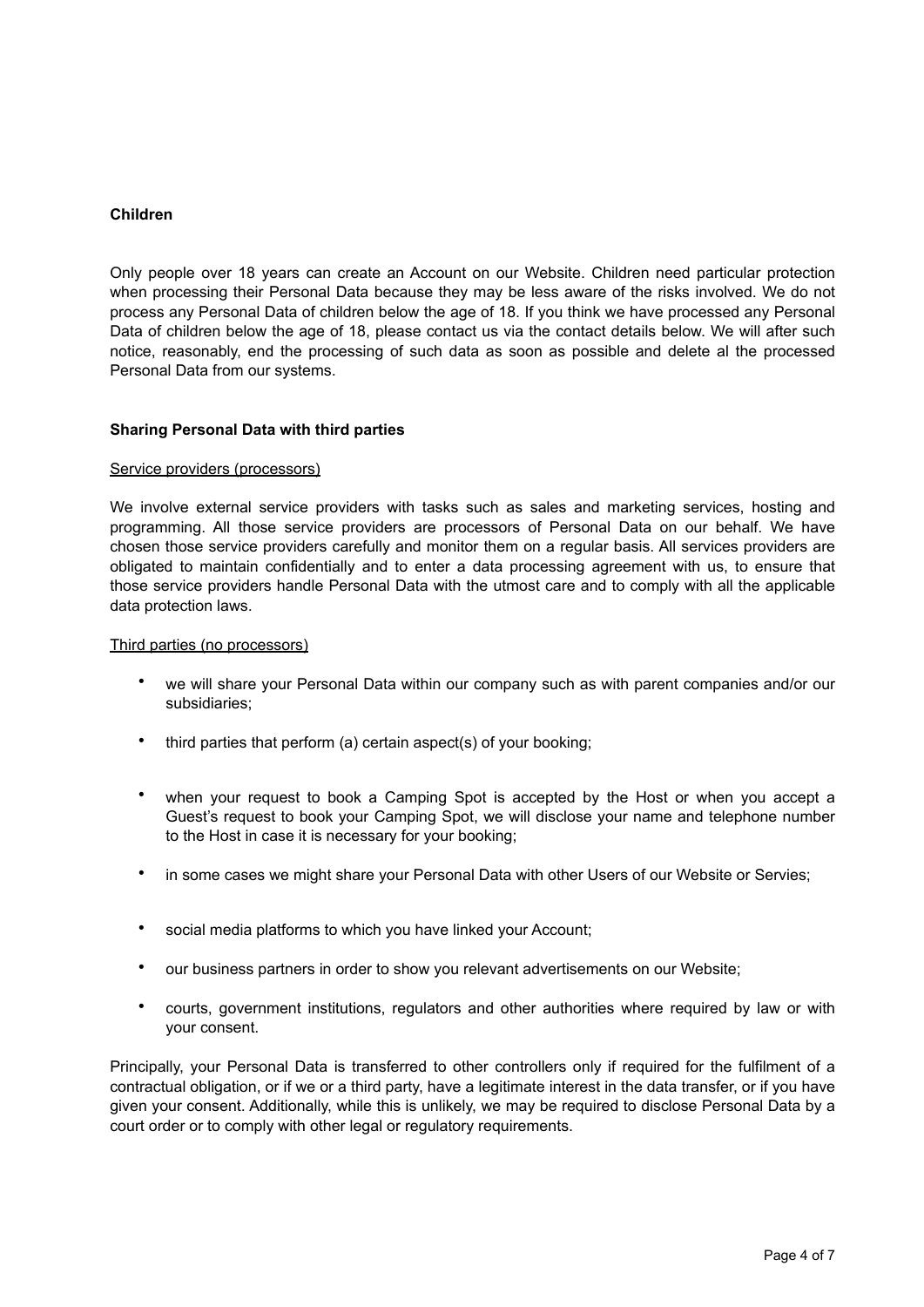**Children**

Only people over 18 years can create an Account on our Website. Children need particular protection when processing their Personal Data because they may be less aware of the risks involved. We do not process any Personal Data of children below the age of 18. If you think we have processed any Personal Data of children below the age of 18, please contact us via the contact details below. We will after such notice, reasonably, end the processing of such data as soon as possible and delete al the processed Personal Data from our systems.

**Sharing Personal Data with third parties**

Service providers (processors)

We involve external service providers with tasks such as sales and marketing services, hosting and programming. All those service providers are processors of Personal Data on our behalf. We have chosen those service providers carefully and monitor them on a regular basis. All services providers are obligated to maintain confidentially and to enter a data processing agreement with us, to ensure that those service providers handle Personal Data with the utmost care and to comply with all the applicable data protection laws.

Third parties (no processors)

- we will share your Personal Data within our company such as with parent companies and/or our subsidiaries;
- third parties that perform (a) certain aspect(s) of your booking;
- when your request to book a Camping Spot is accepted by the Host or when you accept a Guest's request to book your Camping Spot, we will disclose your name and telephone number to the Host in case it is necessary for your booking;
- in some cases we might share your Personal Data with other Users of our Website or Servies;
- social media platforms to which you have linked your Account;
- our business partners in order to show you relevant advertisements on our Website;
- courts, government institutions, regulators and other authorities where required by law or with your consent.

Principally, your Personal Data is transferred to other controllers only if required for the fulfilment of a contractual obligation, or if we or a third party, have a legitimate interest in the data transfer, or if you have given your consent. Additionally, while this is unlikely, we may be required to disclose Personal Data by a court order or to comply with other legal or regulatory requirements.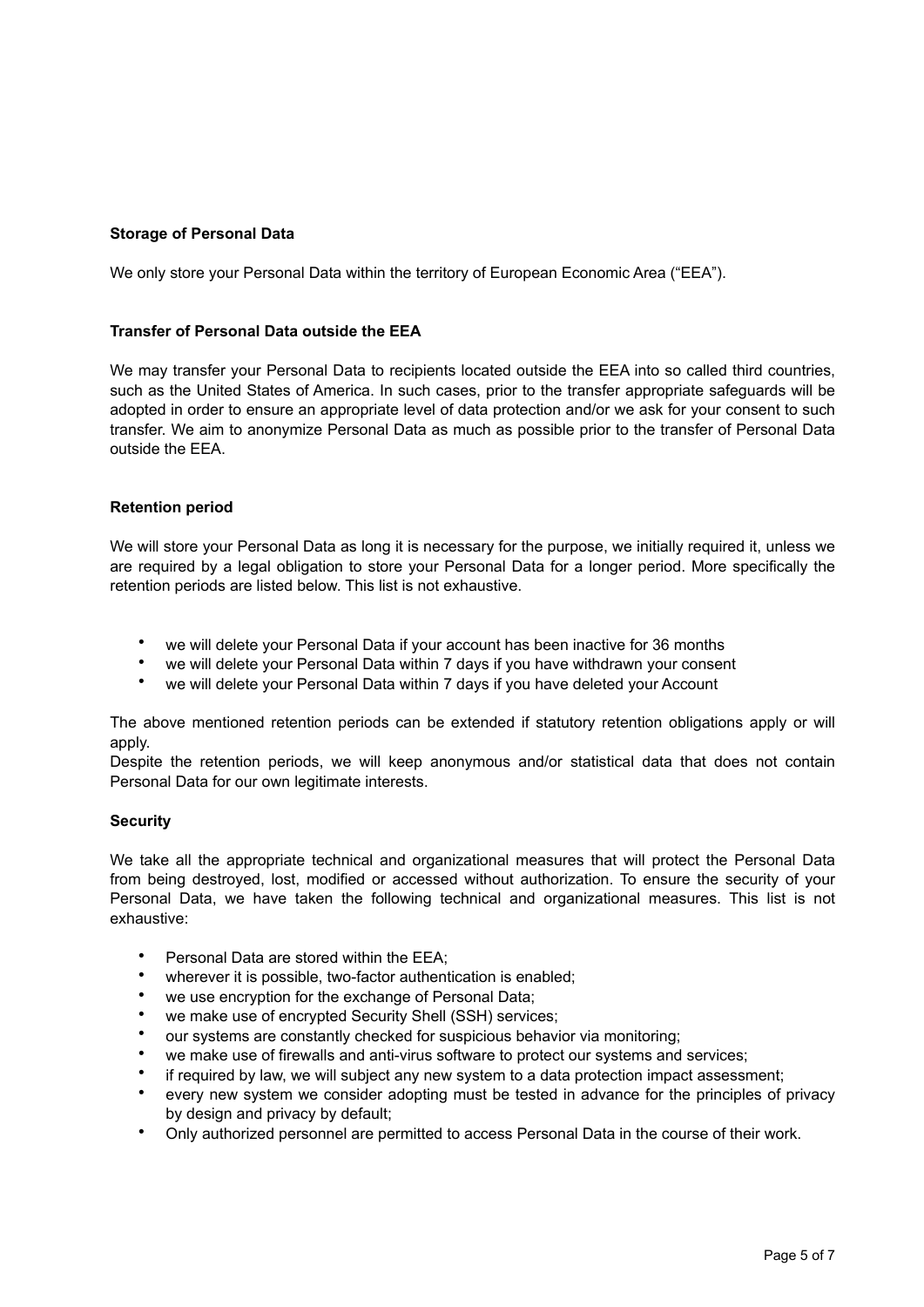**Storage of Personal Data**

We only store your Personal Data within the territory of European Economic Area ("EEA").

**Transfer of Personal Data outside the EEA**

We may transfer your Personal Data to recipients located outside the EEA into so called third countries, such as the United States of America. In such cases, prior to the transfer appropriate safeguards will be adopted in order to ensure an appropriate level of data protection and/or we ask for your consent to such transfer. We aim to anonymize Personal Data as much as possible prior to the transfer of Personal Data outside the EEA.

**Retention period**

We will store your Personal Data as long it is necessary for the purpose, we initially required it, unless we are required by a legal obligation to store your Personal Data for a longer period. More specifically the retention periods are listed below. This list is not exhaustive.

- we will delete your Personal Data if your account has been inactive for 36 months
- we will delete your Personal Data within 7 days if you have withdrawn your consent
- we will delete your Personal Data within 7 days if you have deleted your Account

The above mentioned retention periods can be extended if statutory retention obligations apply or will apply.
Despite the retention periods, we will keep anonymous and/or statistical data that does not contain Personal Data for our own legitimate interests.

**Security**

We take all the appropriate technical and organizational measures that will protect the Personal Data from being destroyed, lost, modified or accessed without authorization. To ensure the security of your Personal Data, we have taken the following technical and organizational measures. This list is not exhaustive:

- Personal Data are stored within the EEA;
- wherever it is possible, two-factor authentication is enabled;
- we use encryption for the exchange of Personal Data;
- we make use of encrypted Security Shell (SSH) services;
- our systems are constantly checked for suspicious behavior via monitoring;
- we make use of firewalls and anti-virus software to protect our systems and services;
- if required by law, we will subject any new system to a data protection impact assessment;
- every new system we consider adopting must be tested in advance for the principles of privacy by design and privacy by default;
- Only authorized personnel are permitted to access Personal Data in the course of their work.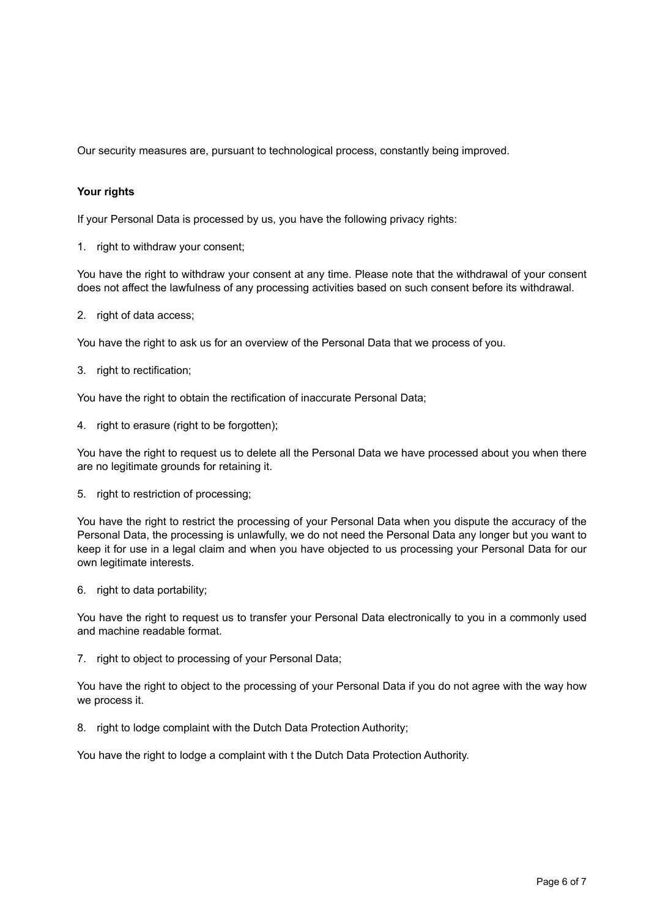Our security measures are, pursuant to technological process, constantly being improved.

**Your rights**

If your Personal Data is processed by us, you have the following privacy rights:

1. right to withdraw your consent;

You have the right to withdraw your consent at any time. Please note that the withdrawal of your consent does not affect the lawfulness of any processing activities based on such consent before its withdrawal.

2. right of data access;

You have the right to ask us for an overview of the Personal Data that we process of you.

3. right to rectification;

You have the right to obtain the rectification of inaccurate Personal Data;

4. right to erasure (right to be forgotten);

You have the right to request us to delete all the Personal Data we have processed about you when there are no legitimate grounds for retaining it.

5. right to restriction of processing;

You have the right to restrict the processing of your Personal Data when you dispute the accuracy of the Personal Data, the processing is unlawfully, we do not need the Personal Data any longer but you want to keep it for use in a legal claim and when you have objected to us processing your Personal Data for our own legitimate interests.

6. right to data portability;

You have the right to request us to transfer your Personal Data electronically to you in a commonly used and machine readable format.

7. right to object to processing of your Personal Data;

You have the right to object to the processing of your Personal Data if you do not agree with the way how we process it.

8. right to lodge complaint with the Dutch Data Protection Authority;

You have the right to lodge a complaint with t the Dutch Data Protection Authority.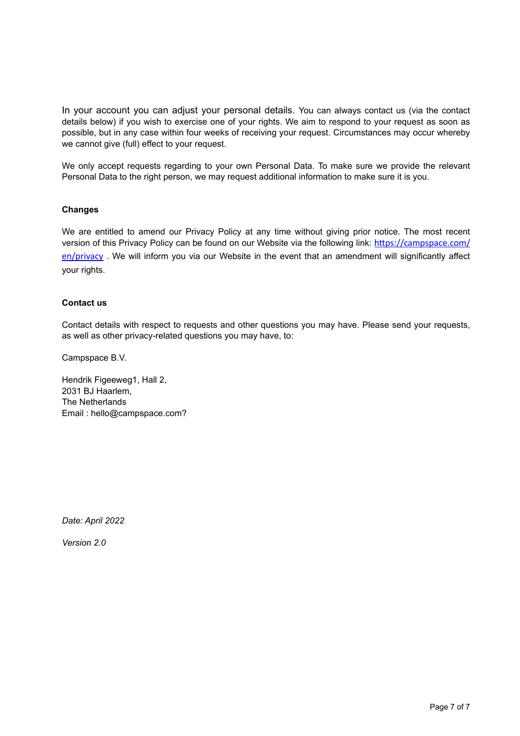In your account you can adjust your personal details. You can always contact us (via the contact details below) if you wish to exercise one of your rights. We aim to respond to your request as soon as possible, but in any case within four weeks of receiving your request. Circumstances may occur whereby we cannot give (full) effect to your request.

We only accept requests regarding to your own Personal Data. To make sure we provide the relevant Personal Data to the right person, we may request additional information to make sure it is you.

**Changes**

We are entitled to amend our Privacy Policy at any time without giving prior notice. The most recent version of this Privacy Policy can be found on our Website via the following link: [https://campspace.com/en/privacy](https://campspace.com/en/privacy) . We will inform you via our Website in the event that an amendment will significantly affect your rights.

**Contact us**

Contact details with respect to requests and other questions you may have. Please send your requests, as well as other privacy-related questions you may have, to:

Campspace B.V.

Hendrik Figeeweg1, Hall 2,
2031 BJ Haarlem,
The Netherlands
Email : hello@campspace.com?

*Date: April 2022*

*Version 2.0*